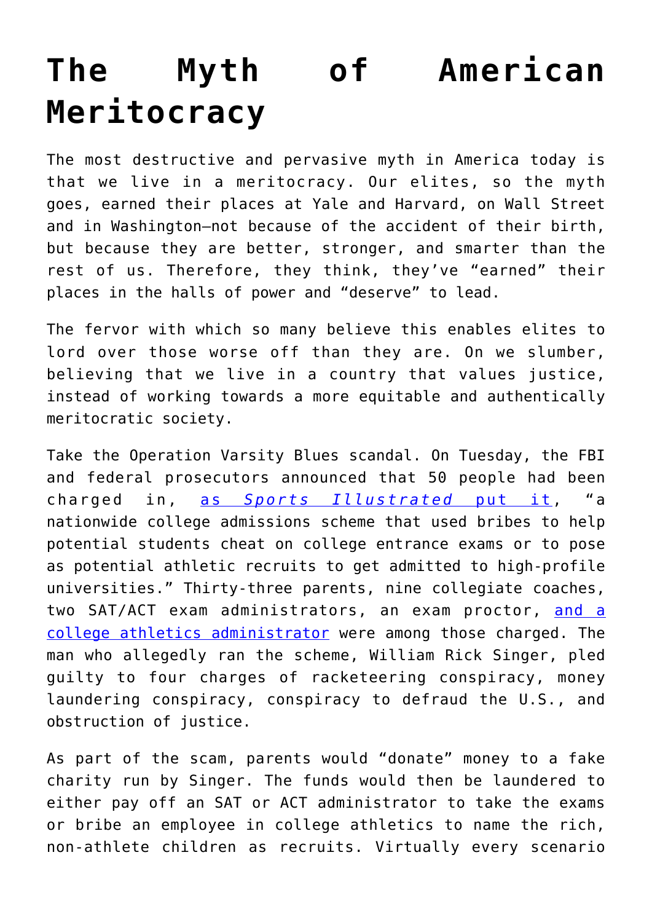# The Myth of American Meritocracy

The most destructive and pervasive myth in America today is that we live in a meritocracy. Our elites, so the myth goes, earned their places at Yale and Harvard, on Wall Street and in Washington—not because of the accident of their birth, but because they are better, stronger, and smarter than the rest of us. Therefore, they think, they've "earned" their places in the halls of power and "deserve" to lead.

The fervor with which so many believe this enables elites to lord over those worse off than they are. On we slumber, believing that we live in a country that values justice, instead of working towards a more equitable and authentically meritocratic society.

Take the Operation Varsity Blues scandal. On Tuesday, the FBI and federal prosecutors announced that 50 people had been charged in, [as *Sports Illustrated* put it](), "a nationwide college admissions scheme that used bribes to help potential students cheat on college entrance exams or to pose as potential athletic recruits to get admitted to high-profile universities." Thirty-three parents, nine collegiate coaches, two SAT/ACT exam administrators, an exam proctor, [and a college athletics administrator]() were among those charged. The man who allegedly ran the scheme, William Rick Singer, pled guilty to four charges of racketeering conspiracy, money laundering conspiracy, conspiracy to defraud the U.S., and obstruction of justice.

As part of the scam, parents would "donate" money to a fake charity run by Singer. The funds would then be laundered to either pay off an SAT or ACT administrator to take the exams or bribe an employee in college athletics to name the rich, non-athlete children as recruits. Virtually every scenario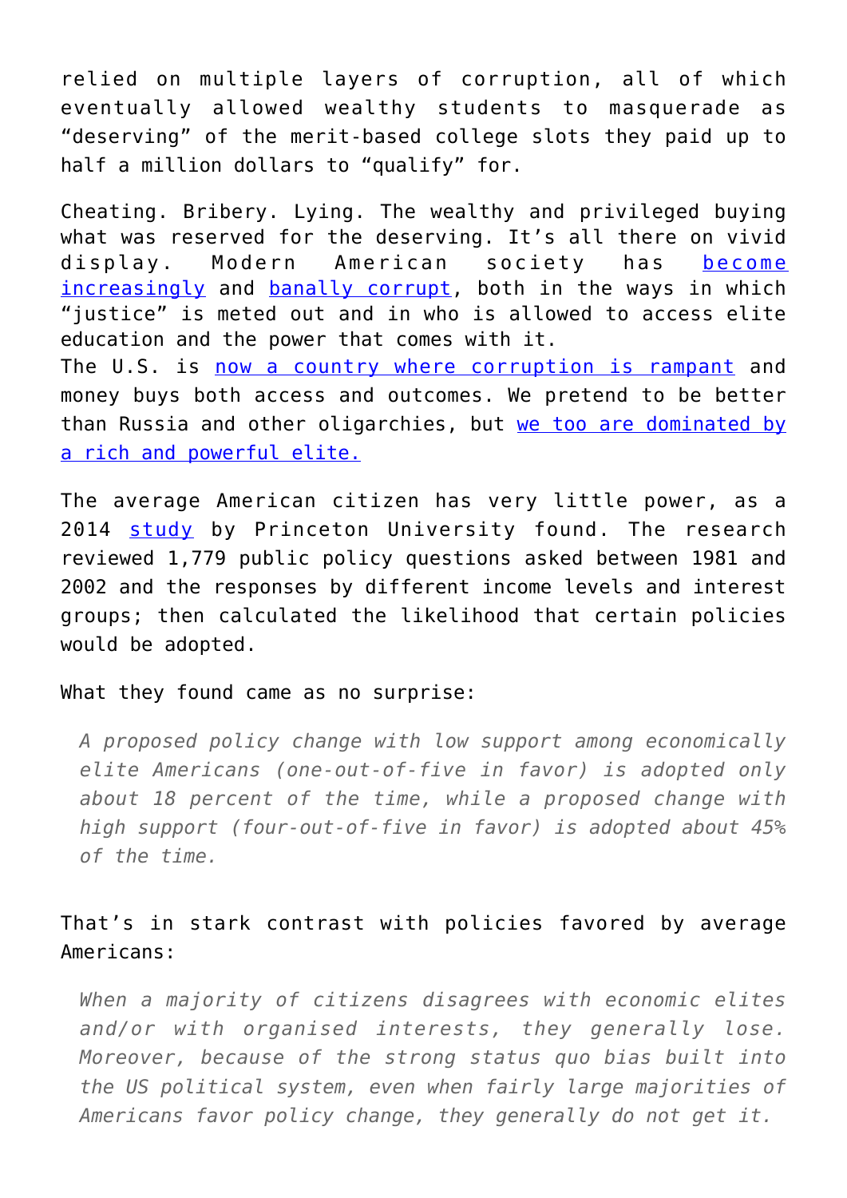relied on multiple layers of corruption, all of which eventually allowed wealthy students to masquerade as "deserving" of the merit-based college slots they paid up to half a million dollars to "qualify" for.

Cheating. Bribery. Lying. The wealthy and privileged buying what was reserved for the deserving. It's all there on vivid display. Modern American society has become increasingly and banally corrupt, both in the ways in which "justice" is meted out and in who is allowed to access elite education and the power that comes with it.

The U.S. is now a country where corruption is rampant and money buys both access and outcomes. We pretend to be better than Russia and other oligarchies, but we too are dominated by a rich and powerful elite.

The average American citizen has very little power, as a 2014 study by Princeton University found. The research reviewed 1,779 public policy questions asked between 1981 and 2002 and the responses by different income levels and interest groups; then calculated the likelihood that certain policies would be adopted.

What they found came as no surprise:

> *A proposed policy change with low support among economically elite Americans (one-out-of-five in favor) is adopted only about 18 percent of the time, while a proposed change with high support (four-out-of-five in favor) is adopted about 45% of the time.*

That's in stark contrast with policies favored by average Americans:

> *When a majority of citizens disagrees with economic elites and/or with organised interests, they generally lose. Moreover, because of the strong status quo bias built into the US political system, even when fairly large majorities of Americans favor policy change, they generally do not get it.*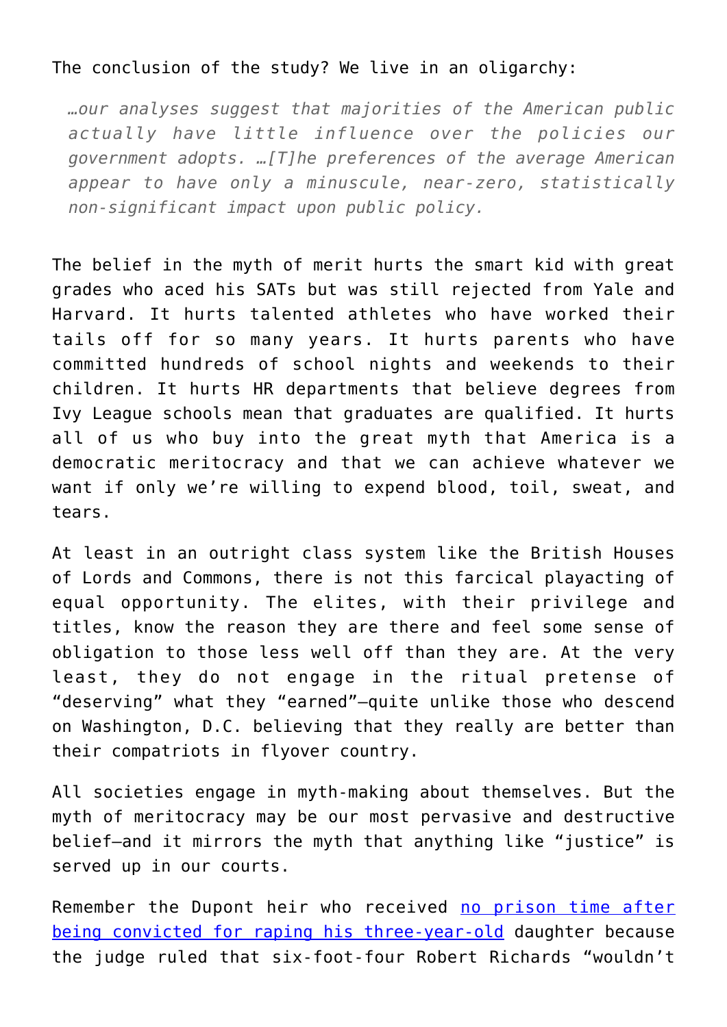The conclusion of the study? We live in an oligarchy:

> *…our analyses suggest that majorities of the American public actually have little influence over the policies our government adopts. …[T]he preferences of the average American appear to have only a minuscule, near-zero, statistically non-significant impact upon public policy.*

The belief in the myth of merit hurts the smart kid with great grades who aced his SATs but was still rejected from Yale and Harvard. It hurts talented athletes who have worked their tails off for so many years. It hurts parents who have committed hundreds of school nights and weekends to their children. It hurts HR departments that believe degrees from Ivy League schools mean that graduates are qualified. It hurts all of us who buy into the great myth that America is a democratic meritocracy and that we can achieve whatever we want if only we're willing to expend blood, toil, sweat, and tears.

At least in an outright class system like the British Houses of Lords and Commons, there is not this farcical playacting of equal opportunity. The elites, with their privilege and titles, know the reason they are there and feel some sense of obligation to those less well off than they are. At the very least, they do not engage in the ritual pretense of "deserving" what they "earned"—quite unlike those who descend on Washington, D.C. believing that they really are better than their compatriots in flyover country.

All societies engage in myth-making about themselves. But the myth of meritocracy may be our most pervasive and destructive belief—and it mirrors the myth that anything like "justice" is served up in our courts.

Remember the Dupont heir who received [no prison time after being convicted for raping his three-year-old]() daughter because the judge ruled that six-foot-four Robert Richards "wouldn't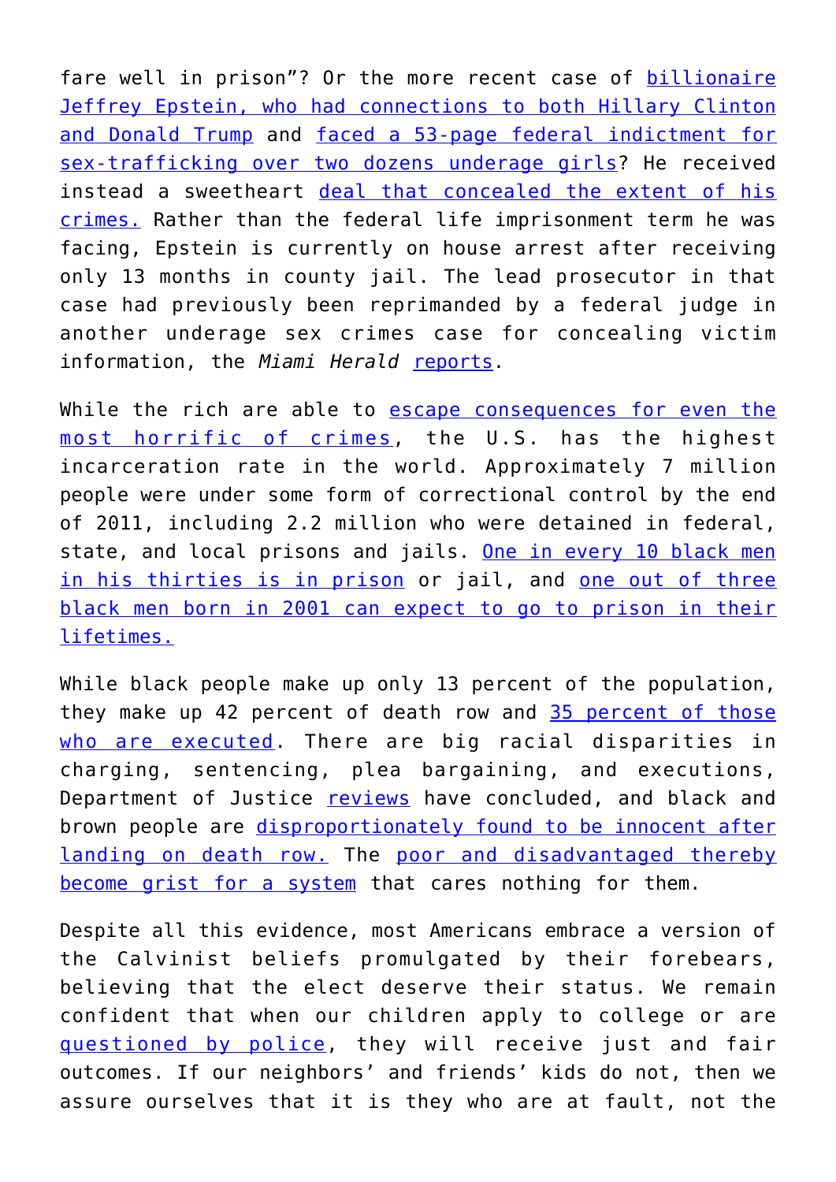fare well in prison"? Or the more recent case of billionaire Jeffrey Epstein, who had connections to both Hillary Clinton and Donald Trump and faced a 53-page federal indictment for sex-trafficking over two dozens underage girls? He received instead a sweetheart deal that concealed the extent of his crimes. Rather than the federal life imprisonment term he was facing, Epstein is currently on house arrest after receiving only 13 months in county jail. The lead prosecutor in that case had previously been reprimanded by a federal judge in another underage sex crimes case for concealing victim information, the *Miami Herald* reports.

While the rich are able to escape consequences for even the most horrific of crimes, the U.S. has the highest incarceration rate in the world. Approximately 7 million people were under some form of correctional control by the end of 2011, including 2.2 million who were detained in federal, state, and local prisons and jails. One in every 10 black men in his thirties is in prison or jail, and one out of three black men born in 2001 can expect to go to prison in their lifetimes.

While black people make up only 13 percent of the population, they make up 42 percent of death row and 35 percent of those who are executed. There are big racial disparities in charging, sentencing, plea bargaining, and executions, Department of Justice reviews have concluded, and black and brown people are disproportionately found to be innocent after landing on death row. The poor and disadvantaged thereby become grist for a system that cares nothing for them.

Despite all this evidence, most Americans embrace a version of the Calvinist beliefs promulgated by their forebears, believing that the elect deserve their status. We remain confident that when our children apply to college or are questioned by police, they will receive just and fair outcomes. If our neighbors' and friends' kids do not, then we assure ourselves that it is they who are at fault, not the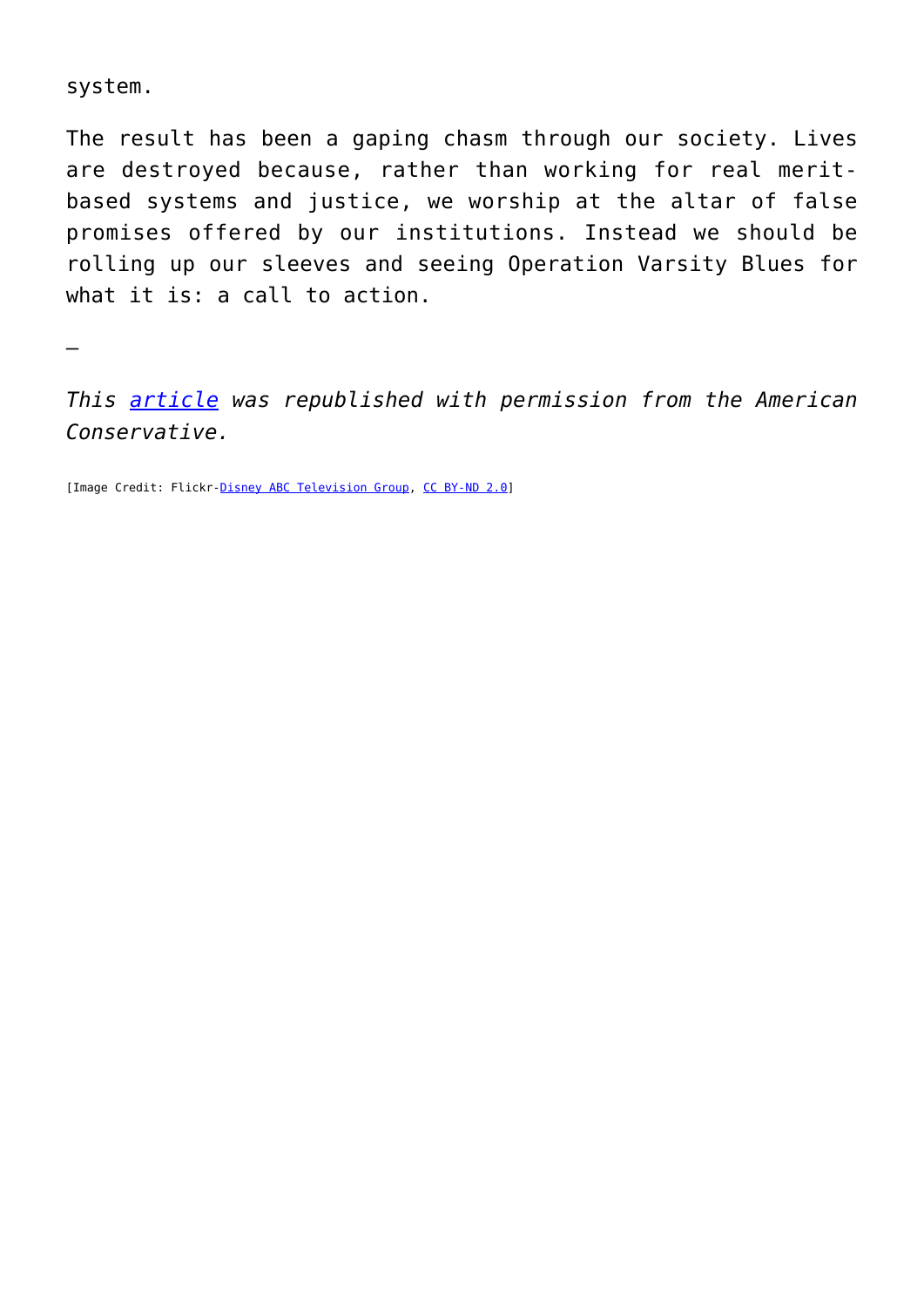system.

The result has been a gaping chasm through our society. Lives are destroyed because, rather than working for real merit-based systems and justice, we worship at the altar of false promises offered by our institutions. Instead we should be rolling up our sleeves and seeing Operation Varsity Blues for what it is: a call to action.

—

*This article was republished with permission from the American Conservative.*

[Image Credit: Flickr-Disney ABC Television Group, CC BY-ND 2.0]